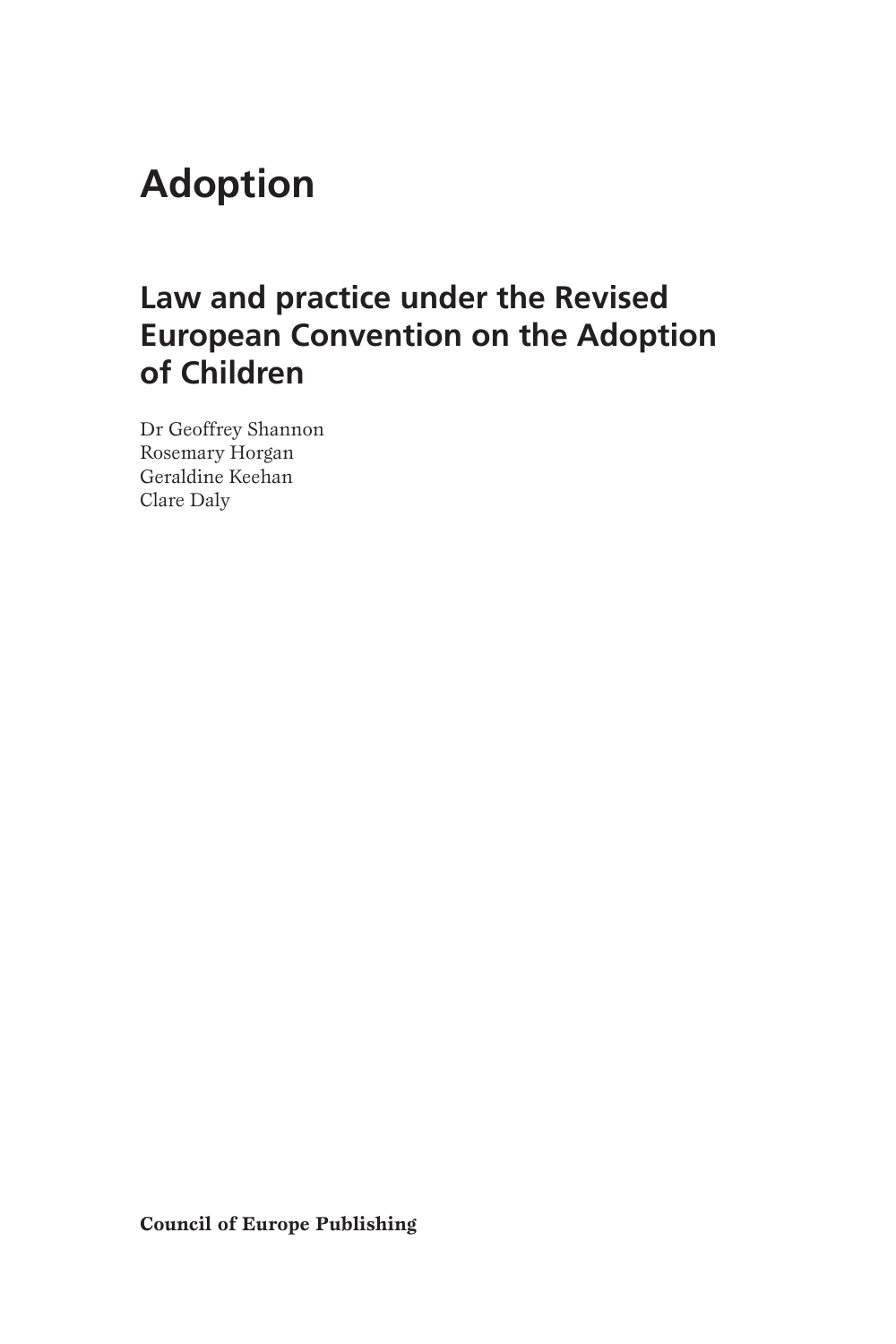# Adoption

## Law and practice under the Revised European Convention on the Adoption of Children

Dr Geoffrey Shannon
Rosemary Horgan
Geraldine Keehan
Clare Daly

**Council of Europe Publishing**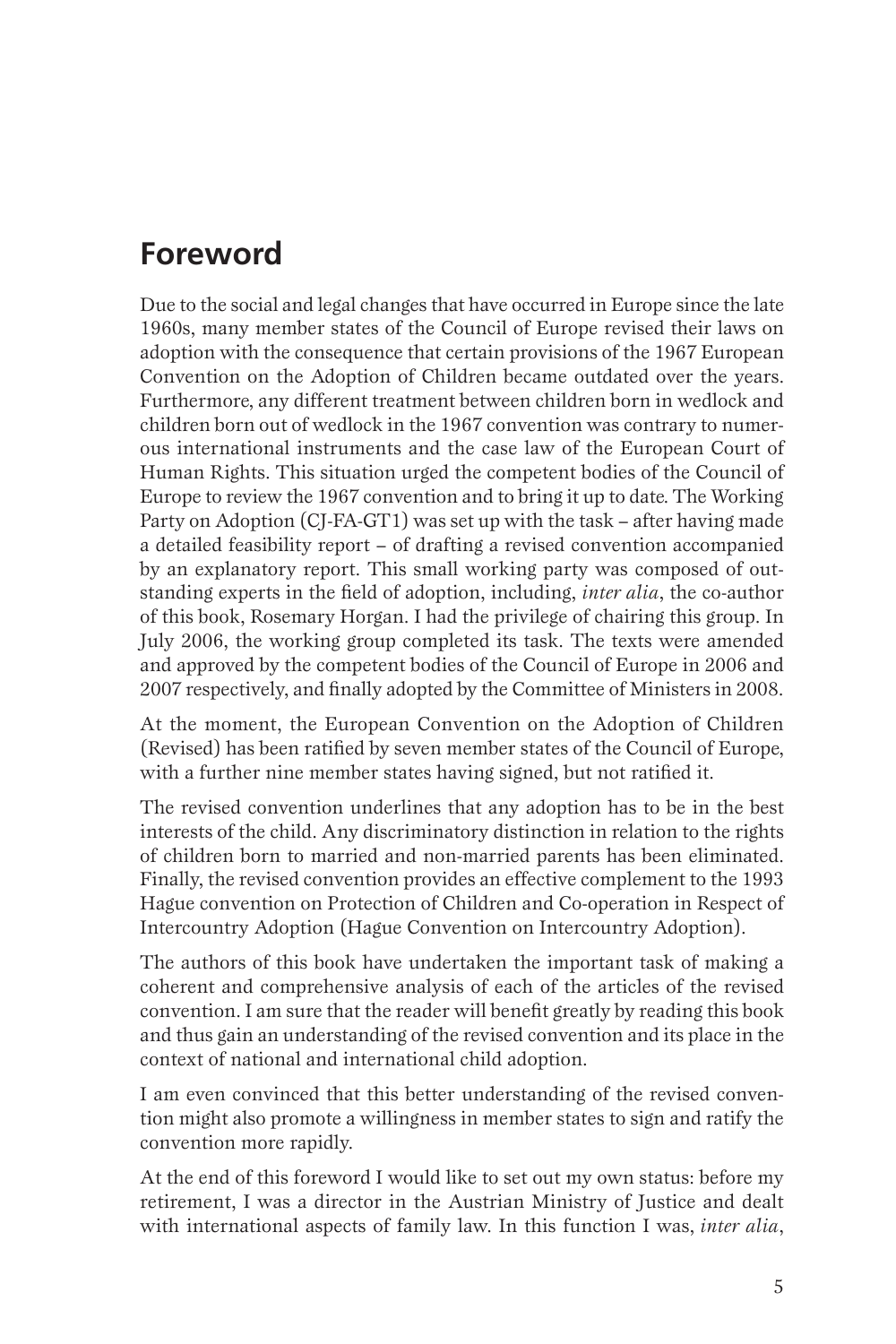# Foreword

Due to the social and legal changes that have occurred in Europe since the late 1960s, many member states of the Council of Europe revised their laws on adoption with the consequence that certain provisions of the 1967 European Convention on the Adoption of Children became outdated over the years. Furthermore, any different treatment between children born in wedlock and children born out of wedlock in the 1967 convention was contrary to numerous international instruments and the case law of the European Court of Human Rights. This situation urged the competent bodies of the Council of Europe to review the 1967 convention and to bring it up to date. The Working Party on Adoption (CJ-FA-GT1) was set up with the task – after having made a detailed feasibility report – of drafting a revised convention accompanied by an explanatory report. This small working party was composed of outstanding experts in the field of adoption, including, *inter alia*, the co-author of this book, Rosemary Horgan. I had the privilege of chairing this group. In July 2006, the working group completed its task. The texts were amended and approved by the competent bodies of the Council of Europe in 2006 and 2007 respectively, and finally adopted by the Committee of Ministers in 2008.

At the moment, the European Convention on the Adoption of Children (Revised) has been ratified by seven member states of the Council of Europe, with a further nine member states having signed, but not ratified it.

The revised convention underlines that any adoption has to be in the best interests of the child. Any discriminatory distinction in relation to the rights of children born to married and non-married parents has been eliminated. Finally, the revised convention provides an effective complement to the 1993 Hague convention on Protection of Children and Co-operation in Respect of Intercountry Adoption (Hague Convention on Intercountry Adoption).

The authors of this book have undertaken the important task of making a coherent and comprehensive analysis of each of the articles of the revised convention. I am sure that the reader will benefit greatly by reading this book and thus gain an understanding of the revised convention and its place in the context of national and international child adoption.

I am even convinced that this better understanding of the revised convention might also promote a willingness in member states to sign and ratify the convention more rapidly.

At the end of this foreword I would like to set out my own status: before my retirement, I was a director in the Austrian Ministry of Justice and dealt with international aspects of family law. In this function I was, *inter alia*,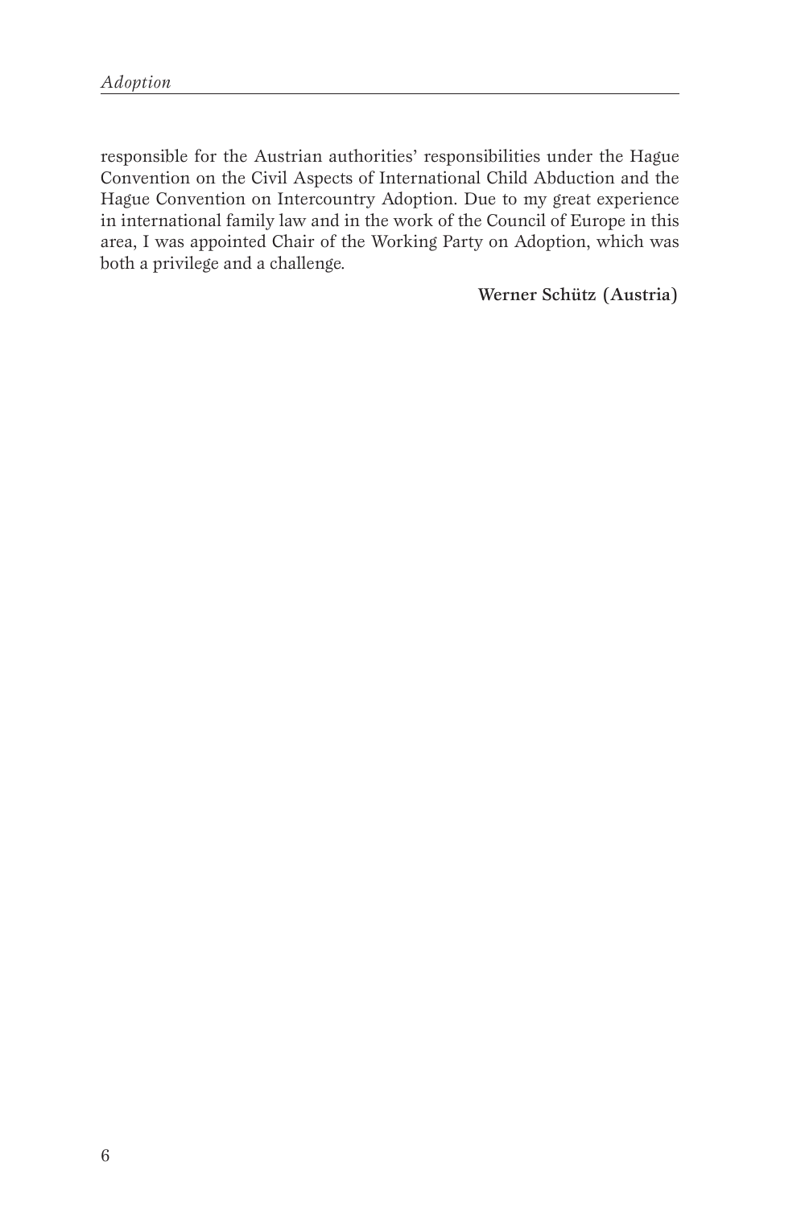responsible for the Austrian authorities' responsibilities under the Hague Convention on the Civil Aspects of International Child Abduction and the Hague Convention on Intercountry Adoption. Due to my great experience in international family law and in the work of the Council of Europe in this area, I was appointed Chair of the Working Party on Adoption, which was both a privilege and a challenge.

**Werner Schütz (Austria)**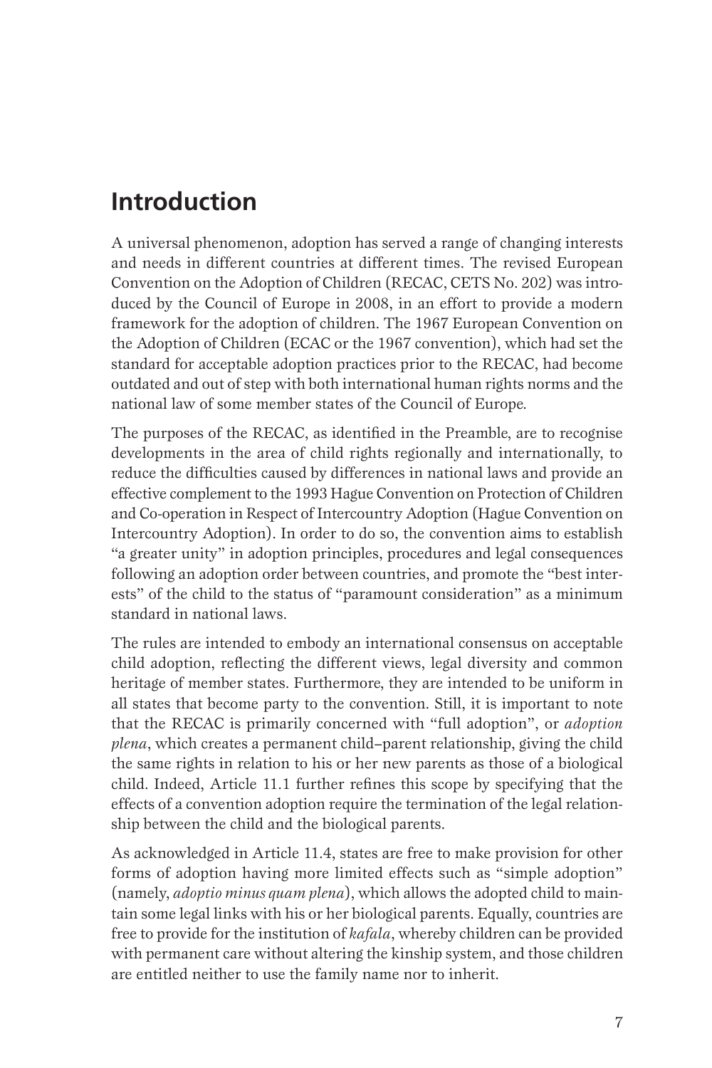## Introduction

A universal phenomenon, adoption has served a range of changing interests and needs in different countries at different times. The revised European Convention on the Adoption of Children (RECAC, CETS No. 202) was introduced by the Council of Europe in 2008, in an effort to provide a modern framework for the adoption of children. The 1967 European Convention on the Adoption of Children (ECAC or the 1967 convention), which had set the standard for acceptable adoption practices prior to the RECAC, had become outdated and out of step with both international human rights norms and the national law of some member states of the Council of Europe.

The purposes of the RECAC, as identified in the Preamble, are to recognise developments in the area of child rights regionally and internationally, to reduce the difficulties caused by differences in national laws and provide an effective complement to the 1993 Hague Convention on Protection of Children and Co-operation in Respect of Intercountry Adoption (Hague Convention on Intercountry Adoption). In order to do so, the convention aims to establish "a greater unity" in adoption principles, procedures and legal consequences following an adoption order between countries, and promote the "best interests" of the child to the status of "paramount consideration" as a minimum standard in national laws.

The rules are intended to embody an international consensus on acceptable child adoption, reflecting the different views, legal diversity and common heritage of member states. Furthermore, they are intended to be uniform in all states that become party to the convention. Still, it is important to note that the RECAC is primarily concerned with "full adoption", or *adoption plena*, which creates a permanent child–parent relationship, giving the child the same rights in relation to his or her new parents as those of a biological child. Indeed, Article 11.1 further refines this scope by specifying that the effects of a convention adoption require the termination of the legal relationship between the child and the biological parents.

As acknowledged in Article 11.4, states are free to make provision for other forms of adoption having more limited effects such as "simple adoption" (namely, *adoptio minus quam plena*), which allows the adopted child to maintain some legal links with his or her biological parents. Equally, countries are free to provide for the institution of *kafala*, whereby children can be provided with permanent care without altering the kinship system, and those children are entitled neither to use the family name nor to inherit.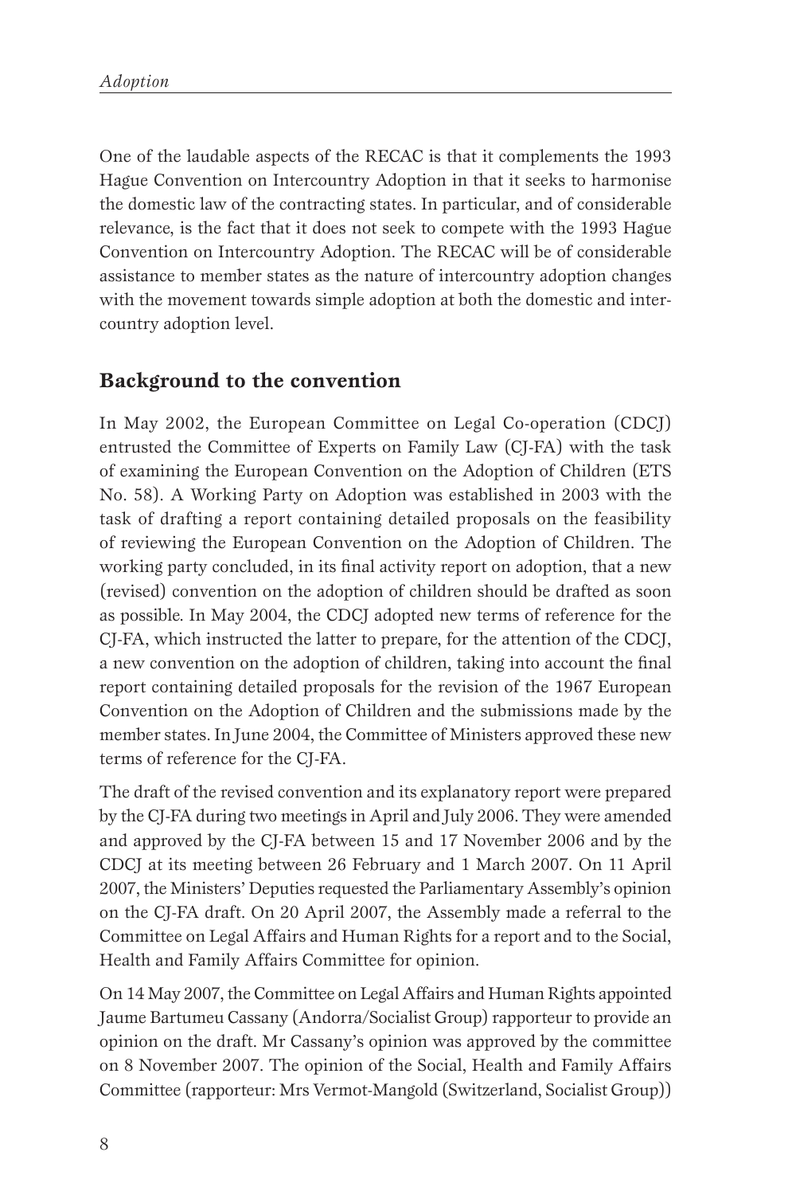One of the laudable aspects of the RECAC is that it complements the 1993 Hague Convention on Intercountry Adoption in that it seeks to harmonise the domestic law of the contracting states. In particular, and of considerable relevance, is the fact that it does not seek to compete with the 1993 Hague Convention on Intercountry Adoption. The RECAC will be of considerable assistance to member states as the nature of intercountry adoption changes with the movement towards simple adoption at both the domestic and intercountry adoption level.

## Background to the convention

In May 2002, the European Committee on Legal Co-operation (CDCJ) entrusted the Committee of Experts on Family Law (CJ-FA) with the task of examining the European Convention on the Adoption of Children (ETS No. 58). A Working Party on Adoption was established in 2003 with the task of drafting a report containing detailed proposals on the feasibility of reviewing the European Convention on the Adoption of Children. The working party concluded, in its final activity report on adoption, that a new (revised) convention on the adoption of children should be drafted as soon as possible. In May 2004, the CDCJ adopted new terms of reference for the CJ-FA, which instructed the latter to prepare, for the attention of the CDCJ, a new convention on the adoption of children, taking into account the final report containing detailed proposals for the revision of the 1967 European Convention on the Adoption of Children and the submissions made by the member states. In June 2004, the Committee of Ministers approved these new terms of reference for the CJ-FA.

The draft of the revised convention and its explanatory report were prepared by the CJ-FA during two meetings in April and July 2006. They were amended and approved by the CJ-FA between 15 and 17 November 2006 and by the CDCJ at its meeting between 26 February and 1 March 2007. On 11 April 2007, the Ministers' Deputies requested the Parliamentary Assembly's opinion on the CJ-FA draft. On 20 April 2007, the Assembly made a referral to the Committee on Legal Affairs and Human Rights for a report and to the Social, Health and Family Affairs Committee for opinion.

On 14 May 2007, the Committee on Legal Affairs and Human Rights appointed Jaume Bartumeu Cassany (Andorra/Socialist Group) rapporteur to provide an opinion on the draft. Mr Cassany's opinion was approved by the committee on 8 November 2007. The opinion of the Social, Health and Family Affairs Committee (rapporteur: Mrs Vermot-Mangold (Switzerland, Socialist Group))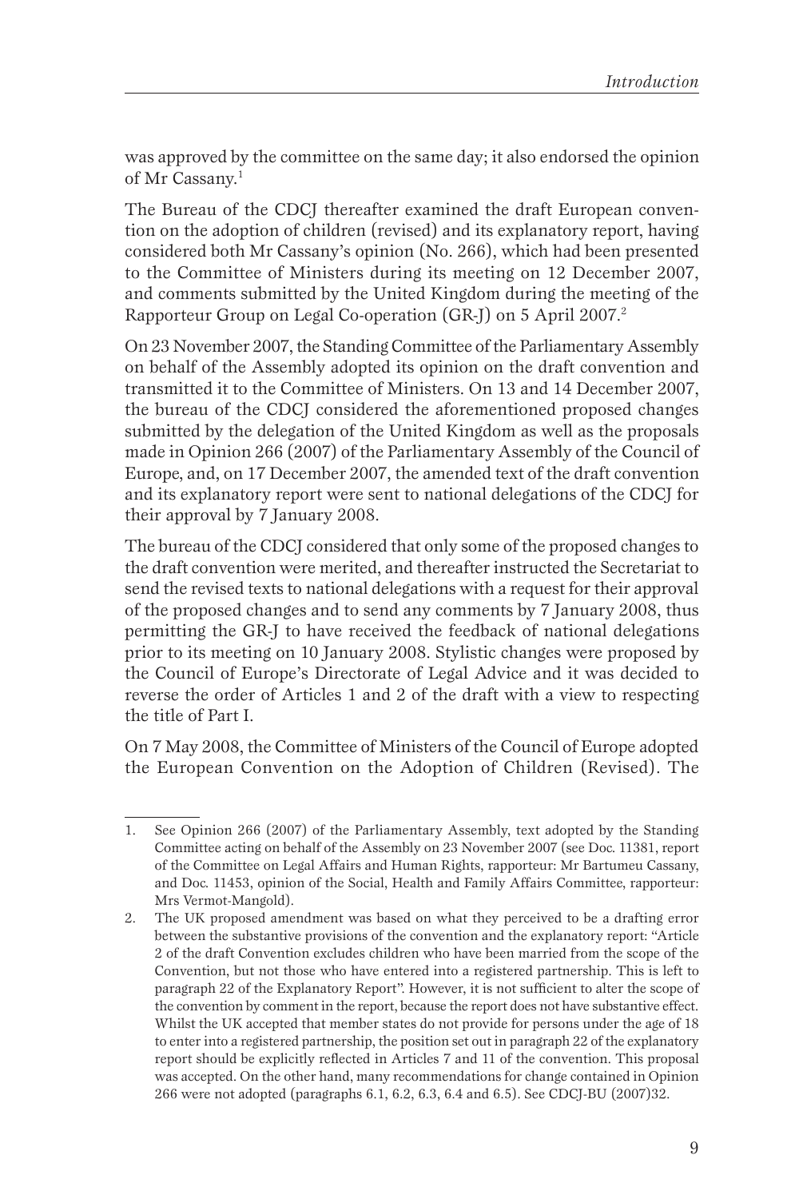was approved by the committee on the same day; it also endorsed the opinion of Mr Cassany.[1]

The Bureau of the CDCJ thereafter examined the draft European convention on the adoption of children (revised) and its explanatory report, having considered both Mr Cassany's opinion (No. 266), which had been presented to the Committee of Ministers during its meeting on 12 December 2007, and comments submitted by the United Kingdom during the meeting of the Rapporteur Group on Legal Co-operation (GR-J) on 5 April 2007.[2]

On 23 November 2007, the Standing Committee of the Parliamentary Assembly on behalf of the Assembly adopted its opinion on the draft convention and transmitted it to the Committee of Ministers. On 13 and 14 December 2007, the bureau of the CDCJ considered the aforementioned proposed changes submitted by the delegation of the United Kingdom as well as the proposals made in Opinion 266 (2007) of the Parliamentary Assembly of the Council of Europe, and, on 17 December 2007, the amended text of the draft convention and its explanatory report were sent to national delegations of the CDCJ for their approval by 7 January 2008.

The bureau of the CDCJ considered that only some of the proposed changes to the draft convention were merited, and thereafter instructed the Secretariat to send the revised texts to national delegations with a request for their approval of the proposed changes and to send any comments by 7 January 2008, thus permitting the GR-J to have received the feedback of national delegations prior to its meeting on 10 January 2008. Stylistic changes were proposed by the Council of Europe's Directorate of Legal Advice and it was decided to reverse the order of Articles 1 and 2 of the draft with a view to respecting the title of Part I.

On 7 May 2008, the Committee of Ministers of the Council of Europe adopted the European Convention on the Adoption of Children (Revised). The

---

1. See Opinion 266 (2007) of the Parliamentary Assembly, text adopted by the Standing Committee acting on behalf of the Assembly on 23 November 2007 (see Doc. 11381, report of the Committee on Legal Affairs and Human Rights, rapporteur: Mr Bartumeu Cassany, and Doc. 11453, opinion of the Social, Health and Family Affairs Committee, rapporteur: Mrs Vermot-Mangold).

2. The UK proposed amendment was based on what they perceived to be a drafting error between the substantive provisions of the convention and the explanatory report: "Article 2 of the draft Convention excludes children who have been married from the scope of the Convention, but not those who have entered into a registered partnership. This is left to paragraph 22 of the Explanatory Report". However, it is not sufficient to alter the scope of the convention by comment in the report, because the report does not have substantive effect. Whilst the UK accepted that member states do not provide for persons under the age of 18 to enter into a registered partnership, the position set out in paragraph 22 of the explanatory report should be explicitly reflected in Articles 7 and 11 of the convention. This proposal was accepted. On the other hand, many recommendations for change contained in Opinion 266 were not adopted (paragraphs 6.1, 6.2, 6.3, 6.4 and 6.5). See CDCJ-BU (2007)32.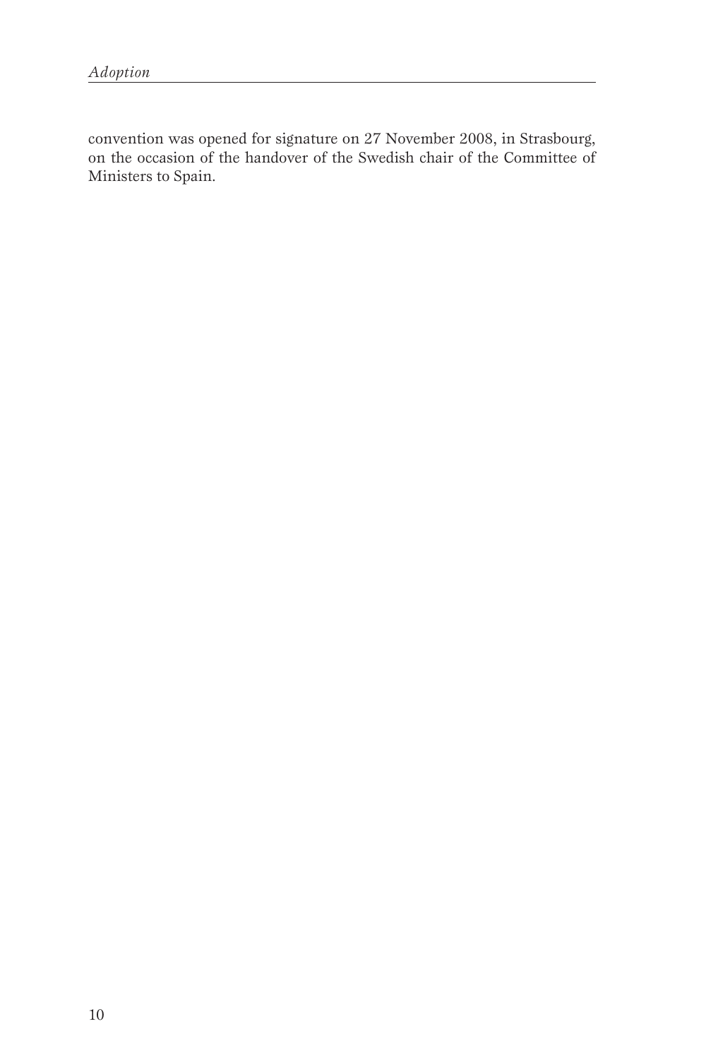convention was opened for signature on 27 November 2008, in Strasbourg, on the occasion of the handover of the Swedish chair of the Committee of Ministers to Spain.